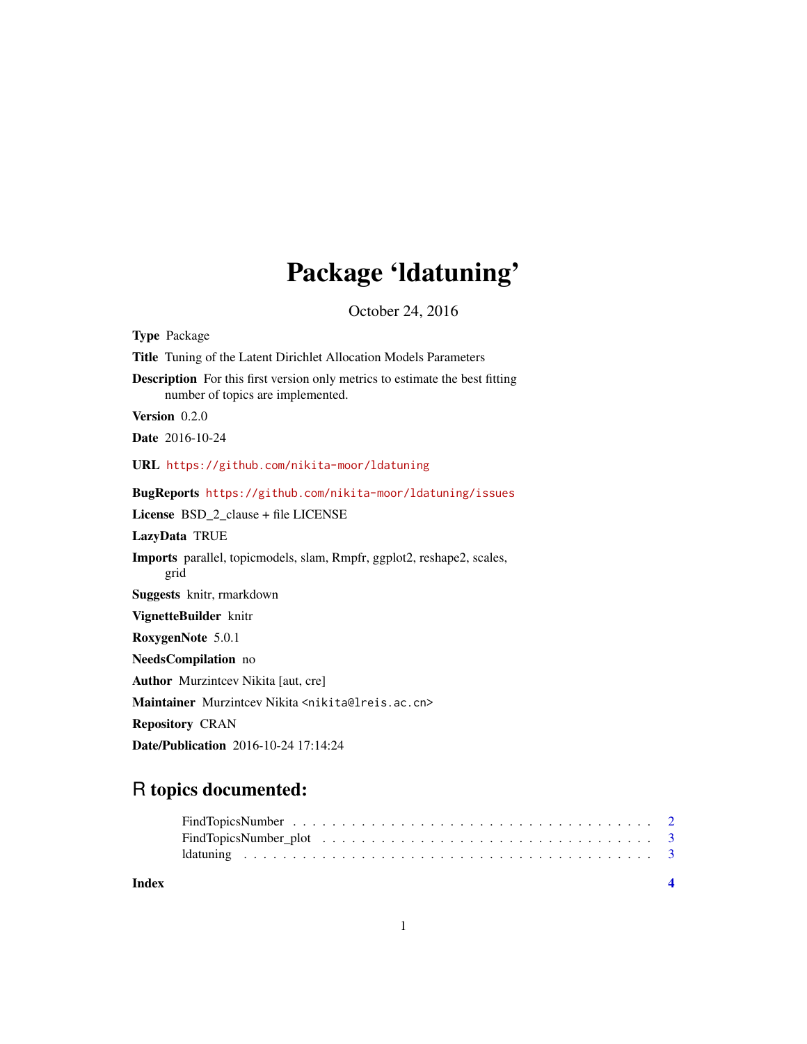# Package 'ldatuning'

October 24, 2016

**Type** Package

**Title** Tuning of the Latent Dirichlet Allocation Models Parameters

**Description** For this first version only metrics to estimate the best fitting number of topics are implemented.

**Version** 0.2.0

**Date** 2016-10-24

**URL** https://github.com/nikita-moor/ldatuning

**BugReports** https://github.com/nikita-moor/ldatuning/issues

**License** BSD_2_clause + file LICENSE

**LazyData** TRUE

**Imports** parallel, topicmodels, slam, Rmpfr, ggplot2, reshape2, scales, grid

**Suggests** knitr, rmarkdown

**VignetteBuilder** knitr

**RoxygenNote** 5.0.1

**NeedsCompilation** no

**Author** Murzintcev Nikita [aut, cre]

**Maintainer** Murzintcev Nikita <nikita@lreis.ac.cn>

**Repository** CRAN

**Date/Publication** 2016-10-24 17:14:24

## R topics documented:

FindTopicsNumber . . . . . . . . . . . . . . . . . . . . . . . . . . . . . . . . . . . . 2
FindTopicsNumber_plot . . . . . . . . . . . . . . . . . . . . . . . . . . . . . . . . 3
ldatuning . . . . . . . . . . . . . . . . . . . . . . . . . . . . . . . . . . . . . . . . 3

**Index** **4**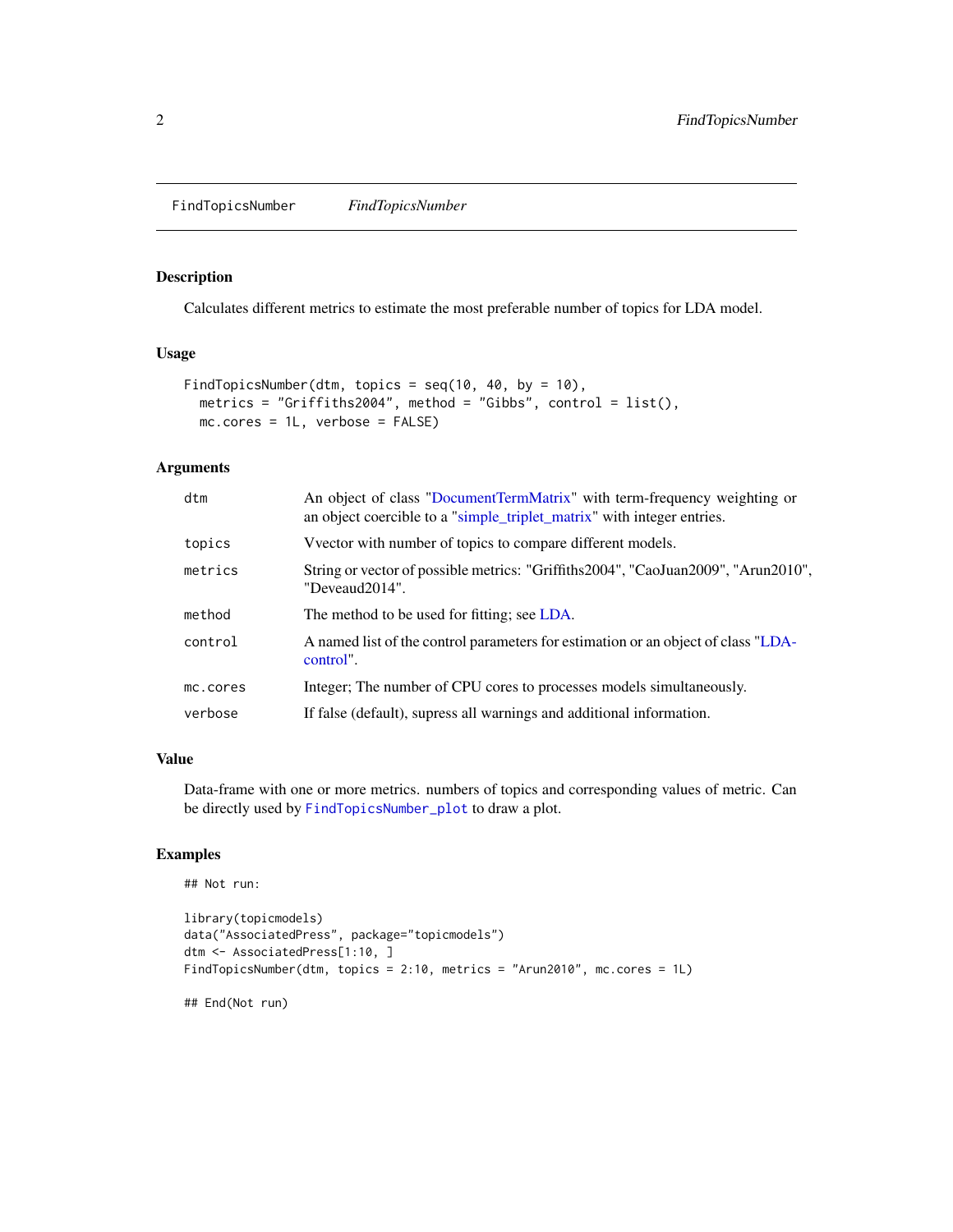# FindTopicsNumber *FindTopicsNumber*

## Description

Calculates different metrics to estimate the most preferable number of topics for LDA model.

## Usage

```
FindTopicsNumber(dtm, topics = seq(10, 40, by = 10),
  metrics = "Griffiths2004", method = "Gibbs", control = list(),
  mc.cores = 1L, verbose = FALSE)
```

## Arguments

| Argument | Description |
|---|---|
| `dtm` | An object of class "DocumentTermMatrix" with term-frequency weighting or an object coercible to a "simple_triplet_matrix" with integer entries. |
| `topics` | Vvector with number of topics to compare different models. |
| `metrics` | String or vector of possible metrics: "Griffiths2004", "CaoJuan2009", "Arun2010", "Deveaud2014". |
| `method` | The method to be used for fitting; see LDA. |
| `control` | A named list of the control parameters for estimation or an object of class "LDAcontrol". |
| `mc.cores` | Integer; The number of CPU cores to processes models simultaneously. |
| `verbose` | If false (default), supress all warnings and additional information. |

## Value

Data-frame with one or more metrics. numbers of topics and corresponding values of metric. Can be directly used by `FindTopicsNumber_plot` to draw a plot.

## Examples

```
## Not run:

library(topicmodels)
data("AssociatedPress", package="topicmodels")
dtm <- AssociatedPress[1:10, ]
FindTopicsNumber(dtm, topics = 2:10, metrics = "Arun2010", mc.cores = 1L)

## End(Not run)
```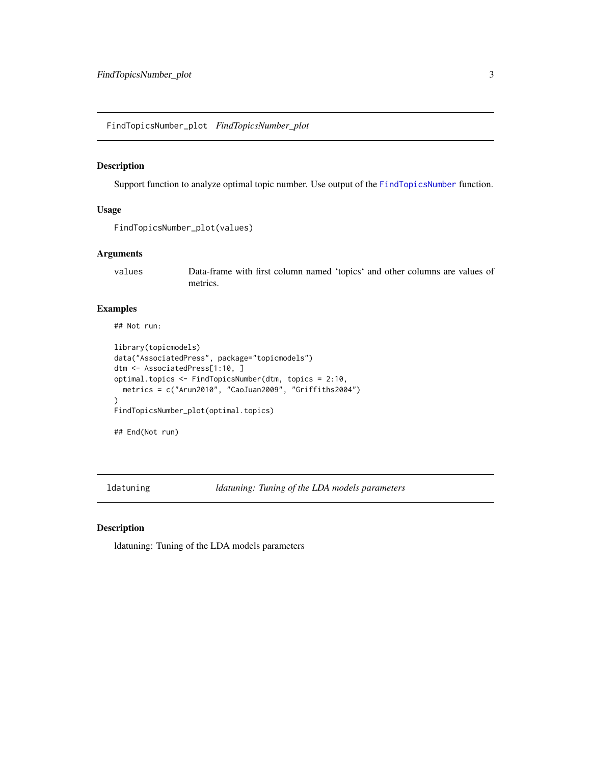## FindTopicsNumber_plot *FindTopicsNumber_plot*

### Description

Support function to analyze optimal topic number. Use output of the FindTopicsNumber function.

### Usage

```
FindTopicsNumber_plot(values)
```

### Arguments

| | |
|---|---|
| values | Data-frame with first column named 'topics' and other columns are values of metrics. |

### Examples

```
## Not run:

library(topicmodels)
data("AssociatedPress", package="topicmodels")
dtm <- AssociatedPress[1:10, ]
optimal.topics <- FindTopicsNumber(dtm, topics = 2:10,
  metrics = c("Arun2010", "CaoJuan2009", "Griffiths2004")
)
FindTopicsNumber_plot(optimal.topics)

## End(Not run)
```

## ldatuning *ldatuning: Tuning of the LDA models parameters*

### Description

ldatuning: Tuning of the LDA models parameters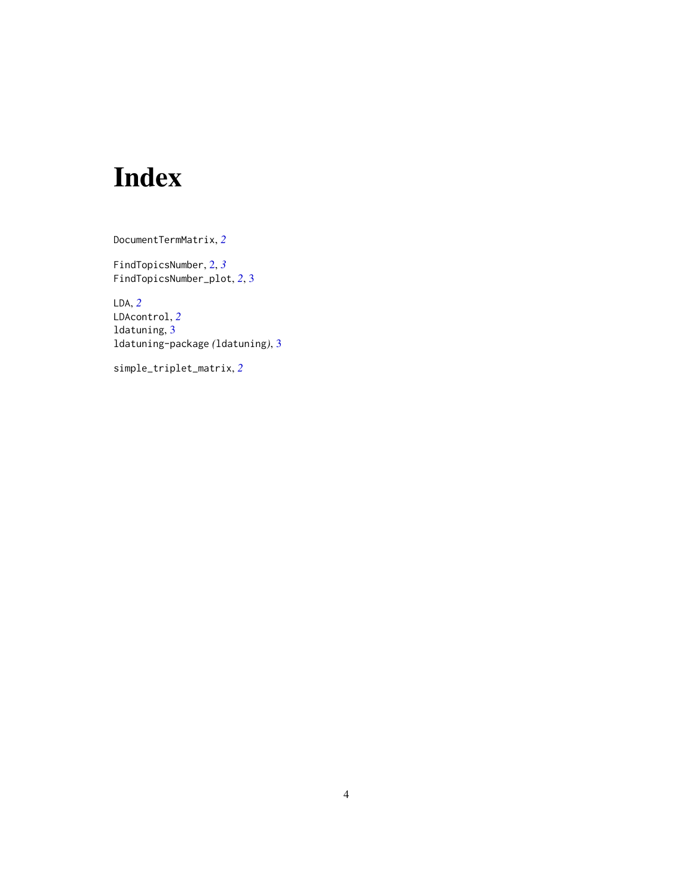# Index

DocumentTermMatrix, *2*

FindTopicsNumber, 2, *3*
FindTopicsNumber_plot, *2*, 3

LDA, *2*
LDAcontrol, *2*
ldatuning, 3
ldatuning-package *(*ldatuning*)*, 3

simple_triplet_matrix, *2*